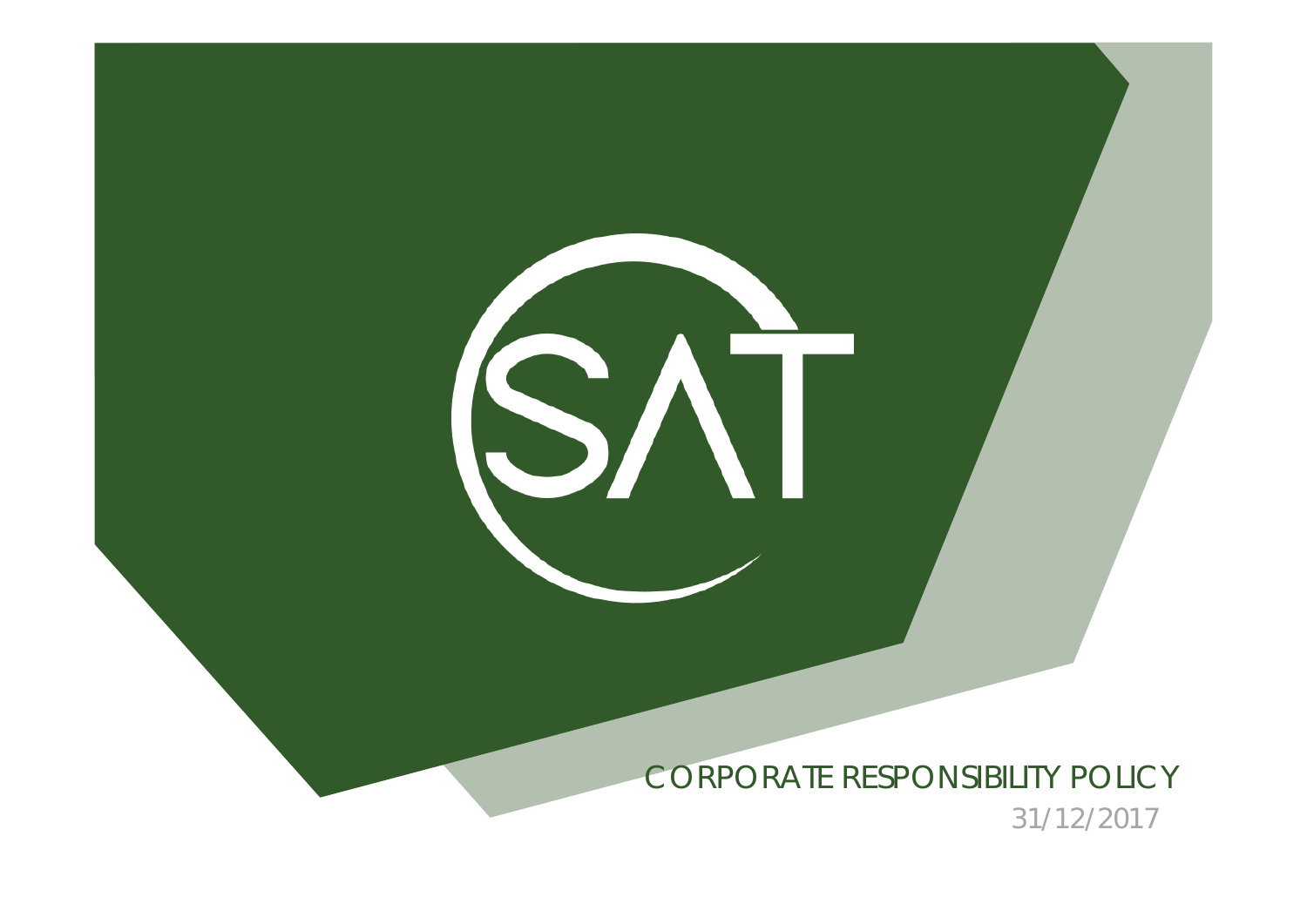SAT

# CORPORATE RESPONSIBILITY POLICY

31/12/2017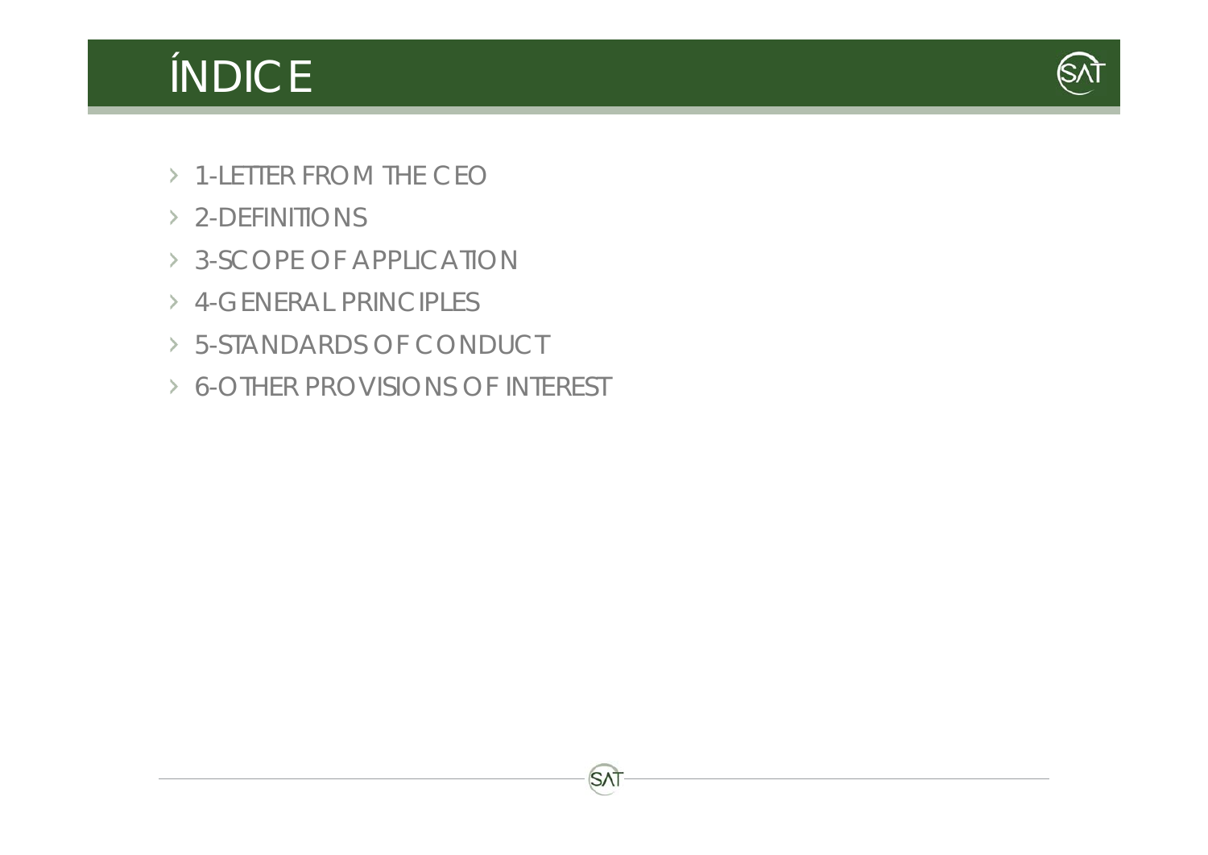# ÍNDICE

- 1-LETTER FROM THE CEO
- 2-DEFINITIONS
- 3-SCOPE OF APPLICATION
- 4-GENERAL PRINCIPLES
- 5-STANDARDS OF CONDUCT
- 6-OTHER PROVISIONS OF INTEREST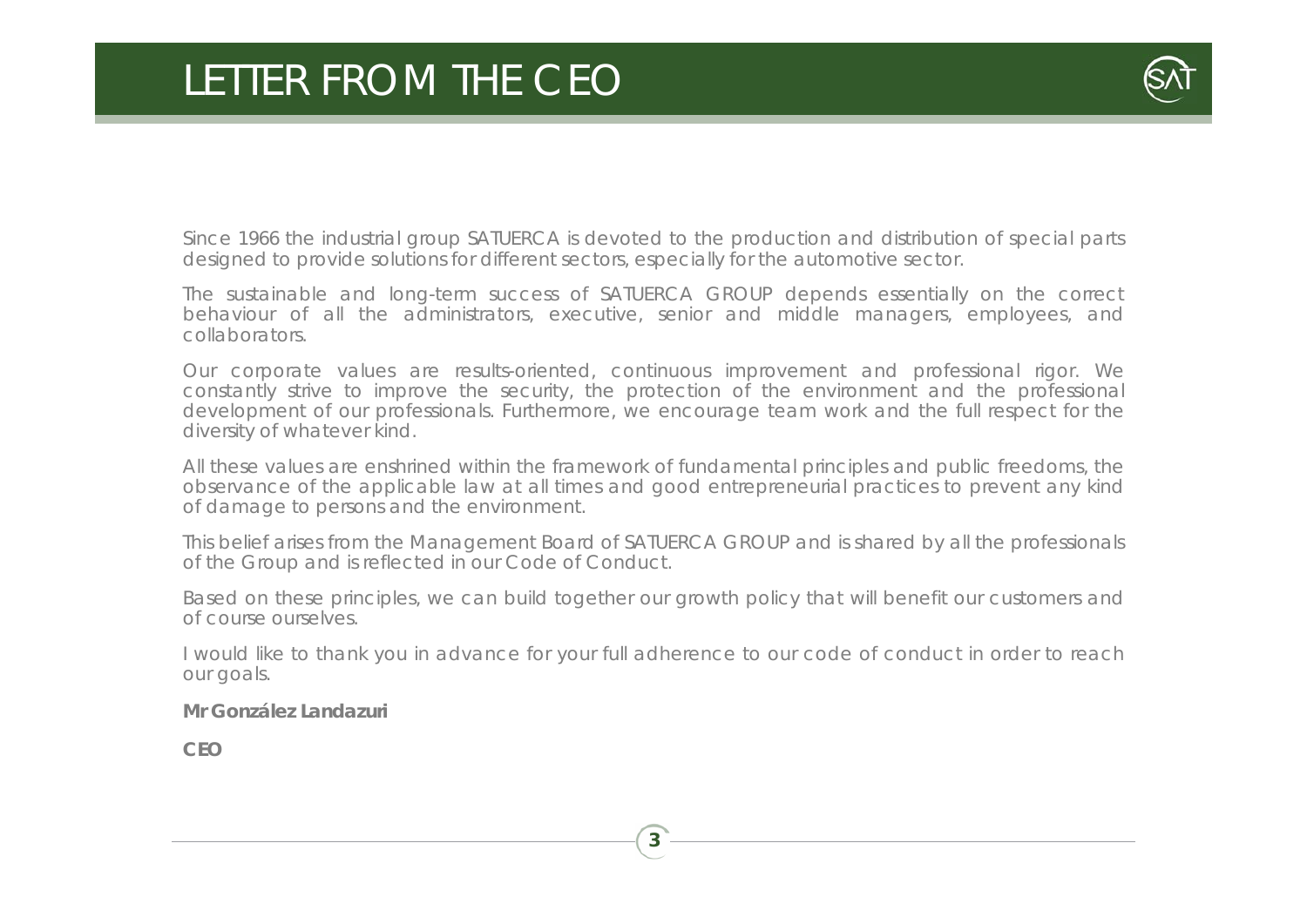# LETTER FROM THE CEO

Since 1966 the industrial group SATUERCA is devoted to the production and distribution of special parts designed to provide solutions for different sectors, especially for the automotive sector.

The sustainable and long-term success of SATUERCA GROUP depends essentially on the correct behaviour of all the administrators, executive, senior and middle managers, employees, and collaborators.

Our corporate values are results-oriented, continuous improvement and professional rigor. We constantly strive to improve the security, the protection of the environment and the professional development of our professionals. Furthermore, we encourage team work and the full respect for the diversity of whatever kind.

All these values are enshrined within the framework of fundamental principles and public freedoms, the observance of the applicable law at all times and good entrepreneurial practices to prevent any kind of damage to persons and the environment.

This belief arises from the Management Board of SATUERCA GROUP and is shared by all the professionals of the Group and is reflected in our Code of Conduct.

Based on these principles, we can build together our growth policy that will benefit our customers and of course ourselves.

I would like to thank you in advance for your full adherence to our code of conduct in order to reach our goals.

**Mr González Landazuri**

**CEO**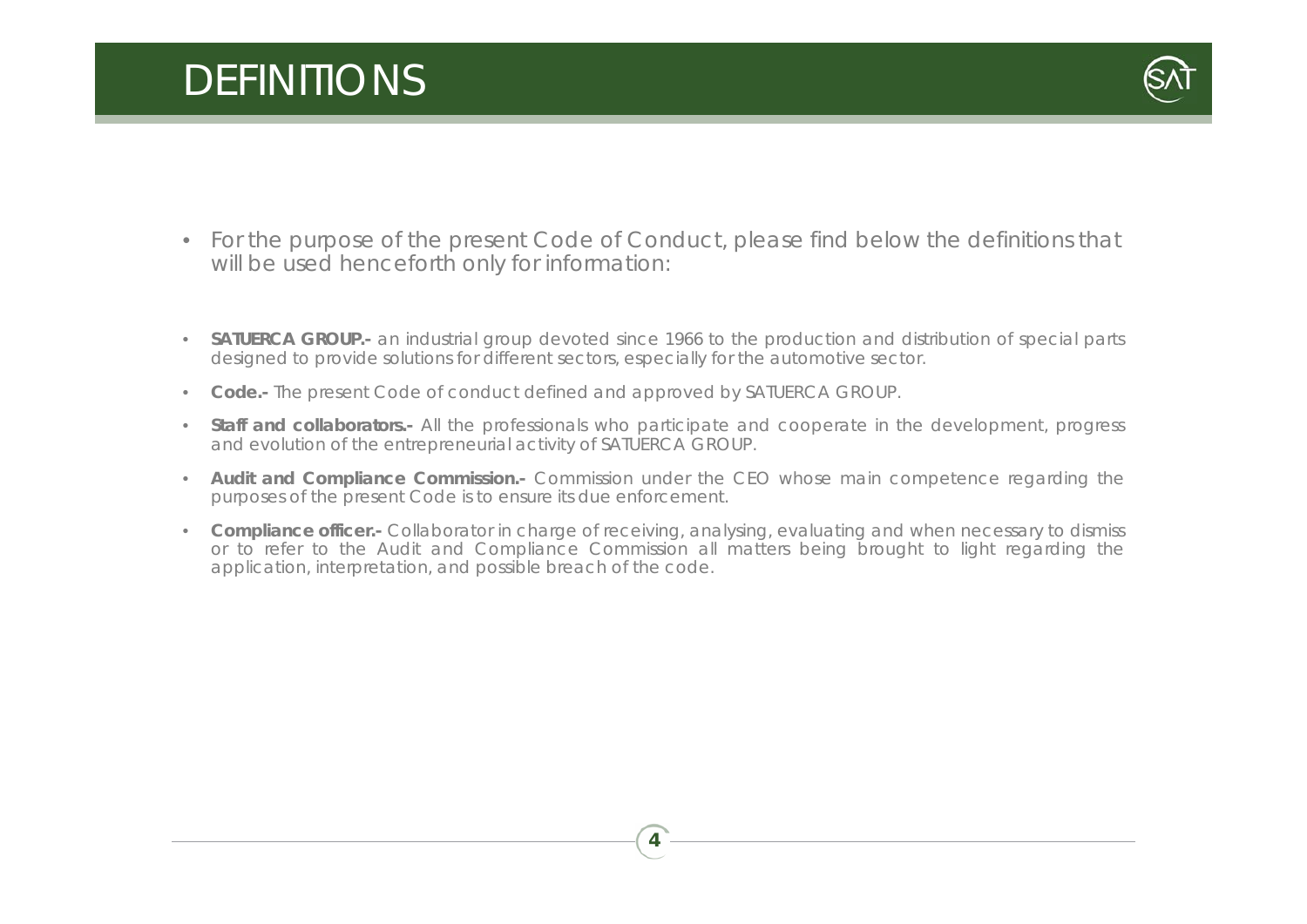# DEFINITIONS

- For the purpose of the present Code of Conduct, please find below the definitions that will be used henceforth only for information:

- **SATUERCA GROUP.-** an industrial group devoted since 1966 to the production and distribution of special parts designed to provide solutions for different sectors, especially for the automotive sector.
- **Code.-** The present Code of conduct defined and approved by SATUERCA GROUP.
- **Staff and collaborators.-** All the professionals who participate and cooperate in the development, progress and evolution of the entrepreneurial activity of SATUERCA GROUP.
- **Audit and Compliance Commission.-** Commission under the CEO whose main competence regarding the purposes of the present Code is to ensure its due enforcement.
- **Compliance officer.-** Collaborator in charge of receiving, analysing, evaluating and when necessary to dismiss or to refer to the Audit and Compliance Commission all matters being brought to light regarding the application, interpretation, and possible breach of the code.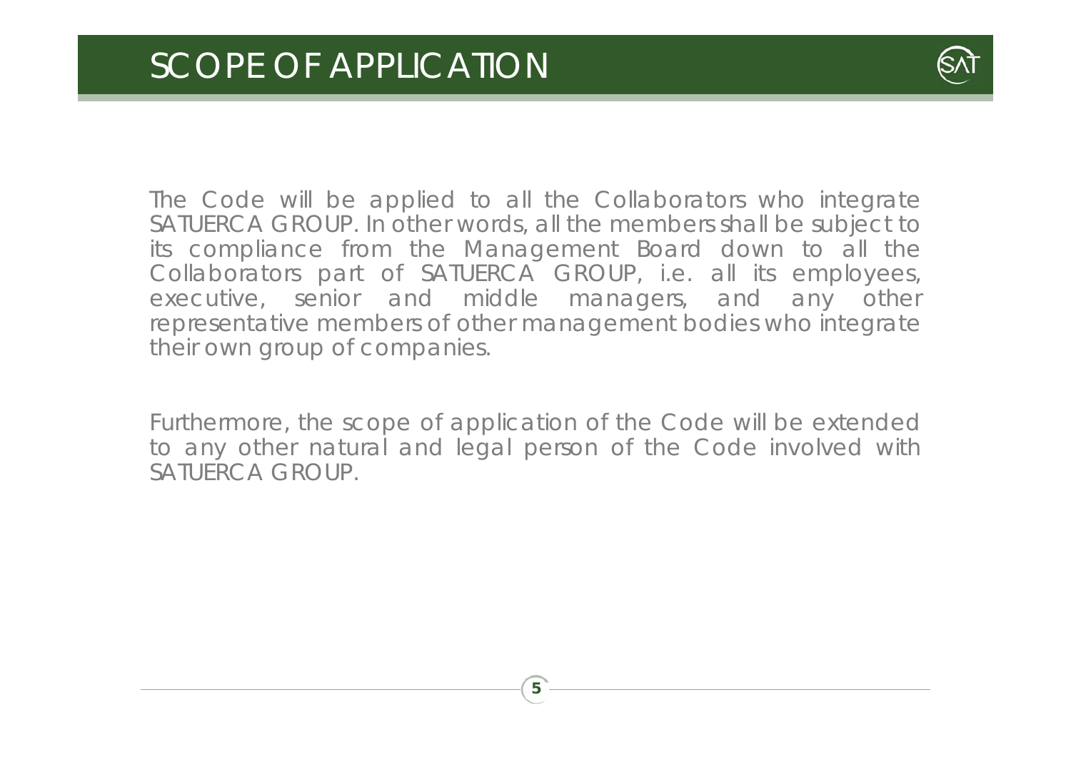# SCOPE OF APPLICATION

The Code will be applied to all the Collaborators who integrate SATUERCA GROUP. In other words, all the members shall be subject to its compliance from the Management Board down to all the Collaborators part of SATUERCA GROUP, i.e. all its employees, executive, senior and middle managers, and any other representative members of other management bodies who integrate their own group of companies.

Furthermore, the scope of application of the Code will be extended to any other natural and legal person of the Code involved with SATUERCA GROUP.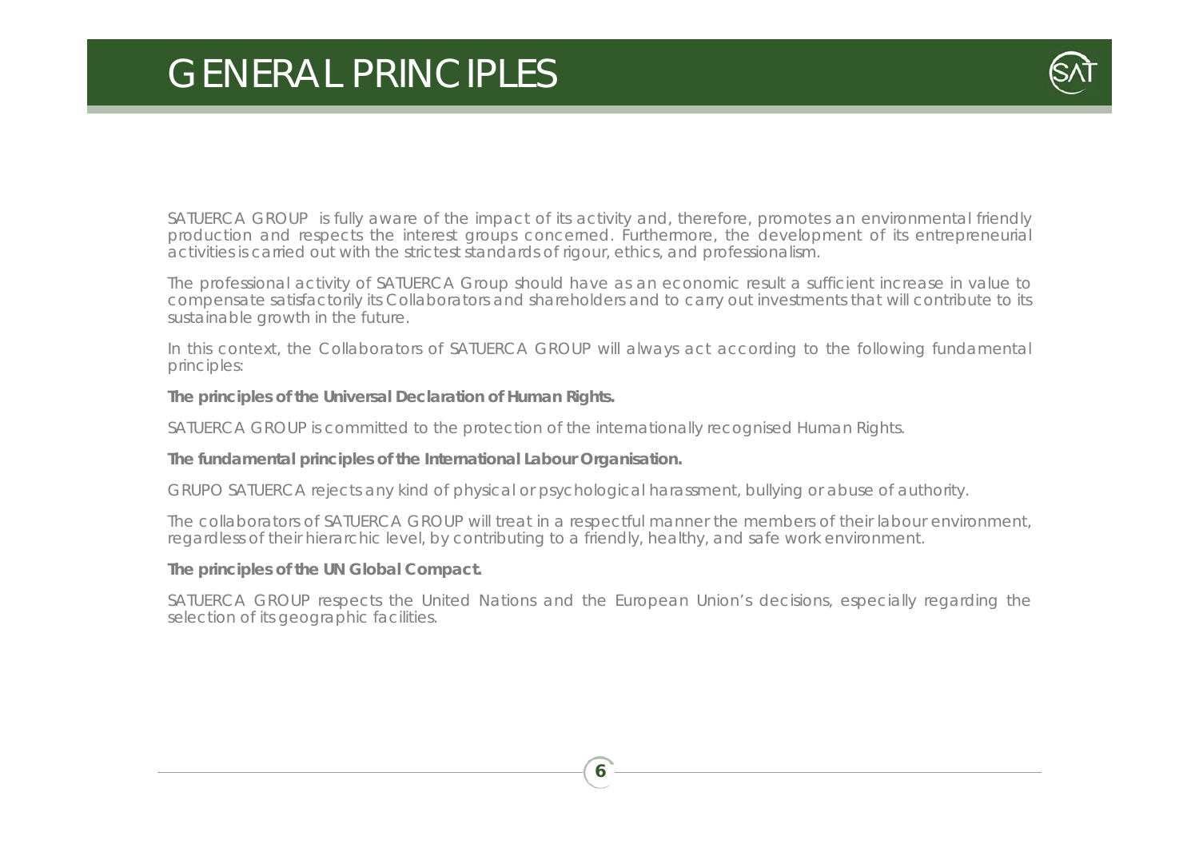# GENERAL PRINCIPLES

SATUERCA GROUP is fully aware of the impact of its activity and, therefore, promotes an environmental friendly production and respects the interest groups concerned. Furthermore, the development of its entrepreneurial activities is carried out with the strictest standards of rigour, ethics, and professionalism.

The professional activity of SATUERCA Group should have as an economic result a sufficient increase in value to compensate satisfactorily its Collaborators and shareholders and to carry out investments that will contribute to its sustainable growth in the future.

In this context, the Collaborators of SATUERCA GROUP will always act according to the following fundamental principles:

**The principles of the Universal Declaration of Human Rights.**

SATUERCA GROUP is committed to the protection of the internationally recognised Human Rights.

**The fundamental principles of the International Labour Organisation.**

GRUPO SATUERCA rejects any kind of physical or psychological harassment, bullying or abuse of authority.

The collaborators of SATUERCA GROUP will treat in a respectful manner the members of their labour environment, regardless of their hierarchic level, by contributing to a friendly, healthy, and safe work environment.

**The principles of the UN Global Compact.**

SATUERCA GROUP respects the United Nations and the European Union's decisions, especially regarding the selection of its geographic facilities.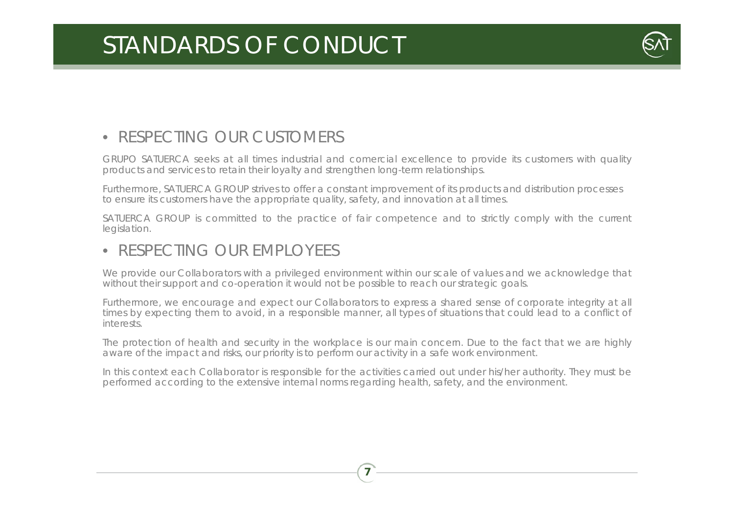# STANDARDS OF CONDUCT

## • RESPECTING OUR CUSTOMERS

GRUPO SATUERCA seeks at all times industrial and comercial excellence to provide its customers with quality products and services to retain their loyalty and strengthen long-term relationships.

Furthermore, SATUERCA GROUP strives to offer a constant improvement of its products and distribution processes to ensure its customers have the appropriate quality, safety, and innovation at all times.

SATUERCA GROUP is committed to the practice of fair competence and to strictly comply with the current legislation.

## • RESPECTING OUR EMPLOYEES

We provide our Collaborators with a privileged environment within our scale of values and we acknowledge that without their support and co-operation it would not be possible to reach our strategic goals.

Furthermore, we encourage and expect our Collaborators to express a shared sense of corporate integrity at all times by expecting them to avoid, in a responsible manner, all types of situations that could lead to a conflict of interests.

The protection of health and security in the workplace is our main concern. Due to the fact that we are highly aware of the impact and risks, our priority is to perform our activity in a safe work environment.

In this context each Collaborator is responsible for the activities carried out under his/her authority. They must be performed according to the extensive internal norms regarding health, safety, and the environment.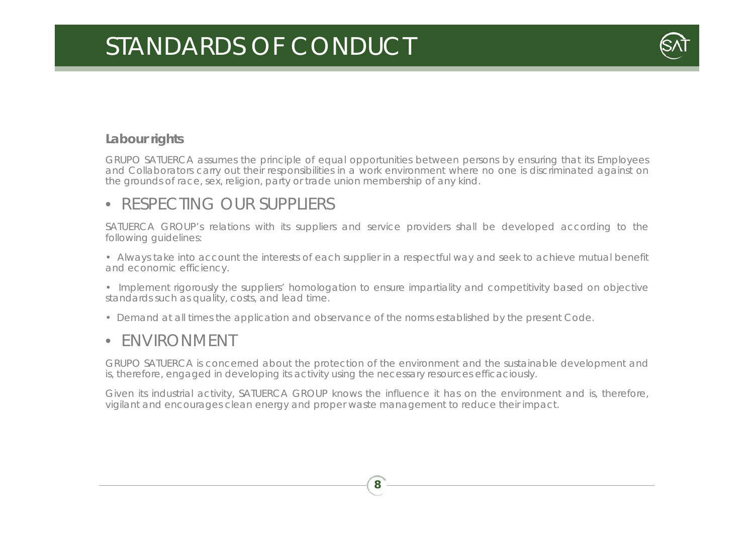# STANDARDS OF CONDUCT

### Labour rights

GRUPO SATUERCA assumes the principle of equal opportunities between persons by ensuring that its Employees and Collaborators carry out their responsibilities in a work environment where no one is discriminated against on the grounds of race, sex, religion, party or trade union membership of any kind.

## • RESPECTING OUR SUPPLIERS

SATUERCA GROUP's relations with its suppliers and service providers shall be developed according to the following guidelines:

- Always take into account the interests of each supplier in a respectful way and seek to achieve mutual benefit and economic efficiency.
- Implement rigorously the suppliers' homologation to ensure impartiality and competitivity based on objective standards such as quality, costs, and lead time.
- Demand at all times the application and observance of the norms established by the present Code.

## • ENVIRONMENT

GRUPO SATUERCA is concerned about the protection of the environment and the sustainable development and is, therefore, engaged in developing its activity using the necessary resources efficaciously.

Given its industrial activity, SATUERCA GROUP knows the influence it has on the environment and is, therefore, vigilant and encourages clean energy and proper waste management to reduce their impact.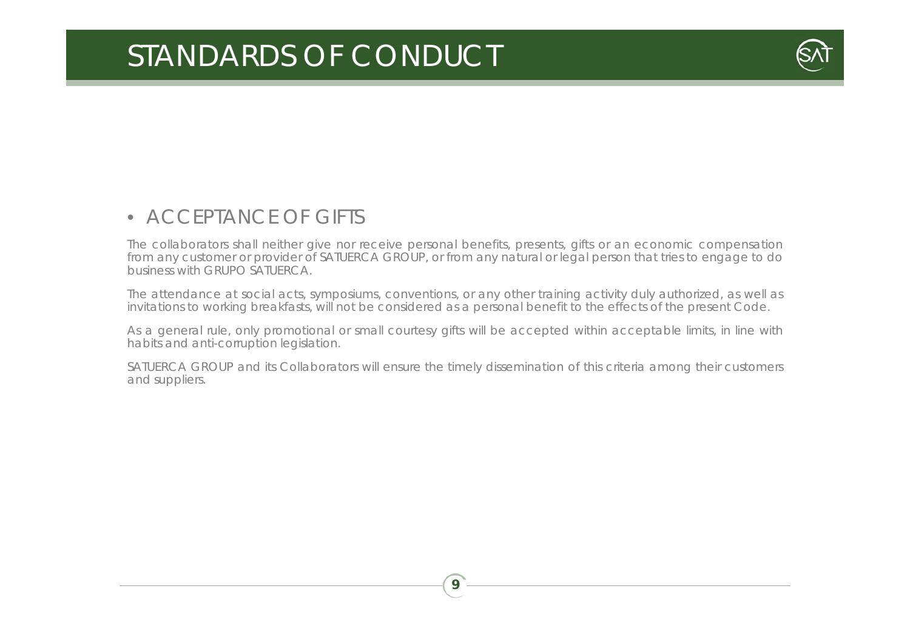# STANDARDS OF CONDUCT

## • ACCEPTANCE OF GIFTS

The collaborators shall neither give nor receive personal benefits, presents, gifts or an economic compensation from any customer or provider of SATUERCA GROUP, or from any natural or legal person that tries to engage to do business with GRUPO SATUERCA.

The attendance at social acts, symposiums, conventions, or any other training activity duly authorized, as well as invitations to working breakfasts, will not be considered as a personal benefit to the effects of the present Code.

As a general rule, only promotional or small courtesy gifts will be accepted within acceptable limits, in line with habits and anti-corruption legislation.

SATUERCA GROUP and its Collaborators will ensure the timely dissemination of this criteria among their customers and suppliers.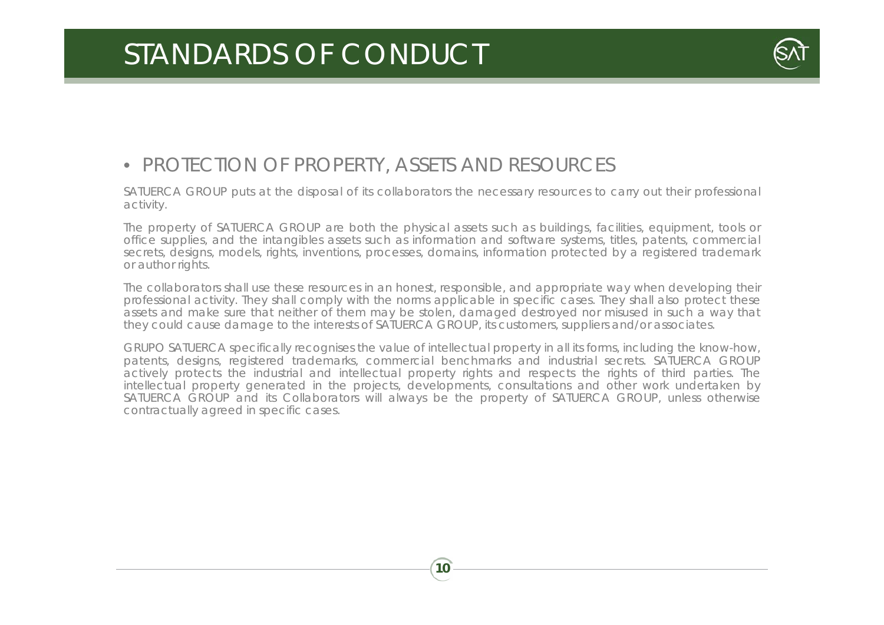# STANDARDS OF CONDUCT

- PROTECTION OF PROPERTY, ASSETS AND RESOURCES

SATUERCA GROUP puts at the disposal of its collaborators the necessary resources to carry out their professional activity.

The property of SATUERCA GROUP are both the physical assets such as buildings, facilities, equipment, tools or office supplies, and the intangibles assets such as information and software systems, titles, patents, commercial secrets, designs, models, rights, inventions, processes, domains, information protected by a registered trademark or author rights.

The collaborators shall use these resources in an honest, responsible, and appropriate way when developing their professional activity. They shall comply with the norms applicable in specific cases. They shall also protect these assets and make sure that neither of them may be stolen, damaged destroyed nor misused in such a way that they could cause damage to the interests of SATUERCA GROUP, its customers, suppliers and/or associates.

GRUPO SATUERCA specifically recognises the value of intellectual property in all its forms, including the know-how, patents, designs, registered trademarks, commercial benchmarks and industrial secrets. SATUERCA GROUP actively protects the industrial and intellectual property rights and respects the rights of third parties. The intellectual property generated in the projects, developments, consultations and other work undertaken by SATUERCA GROUP and its Collaborators will always be the property of SATUERCA GROUP, unless otherwise contractually agreed in specific cases.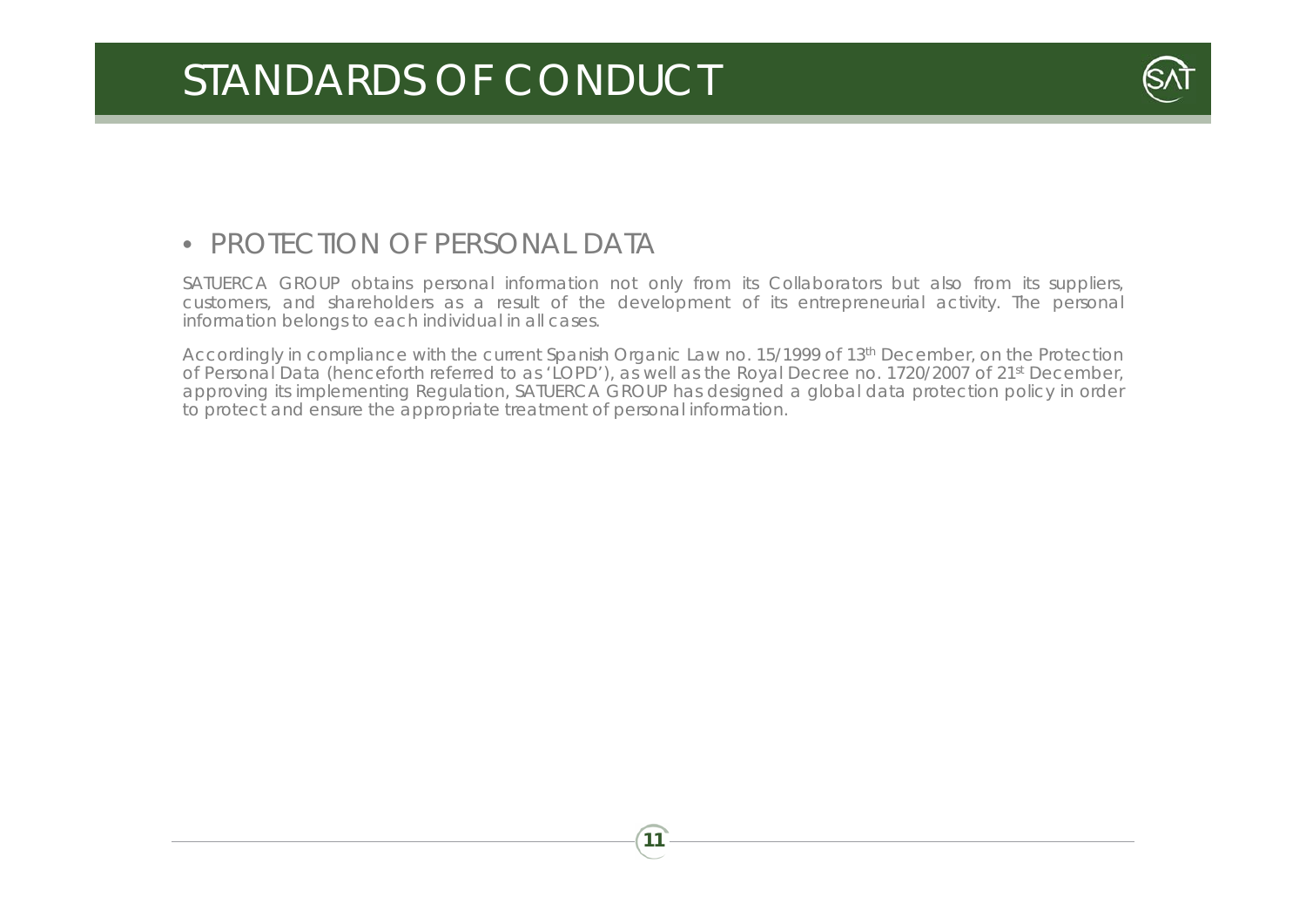# STANDARDS OF CONDUCT

- PROTECTION OF PERSONAL DATA

SATUERCA GROUP obtains personal information not only from its Collaborators but also from its suppliers, customers, and shareholders as a result of the development of its entrepreneurial activity. The personal information belongs to each individual in all cases.

Accordingly in compliance with the current Spanish Organic Law no. 15/1999 of 13th December, on the Protection of Personal Data (henceforth referred to as 'LOPD'), as well as the Royal Decree no. 1720/2007 of 21st December, approving its implementing Regulation, SATUERCA GROUP has designed a global data protection policy in order to protect and ensure the appropriate treatment of personal information.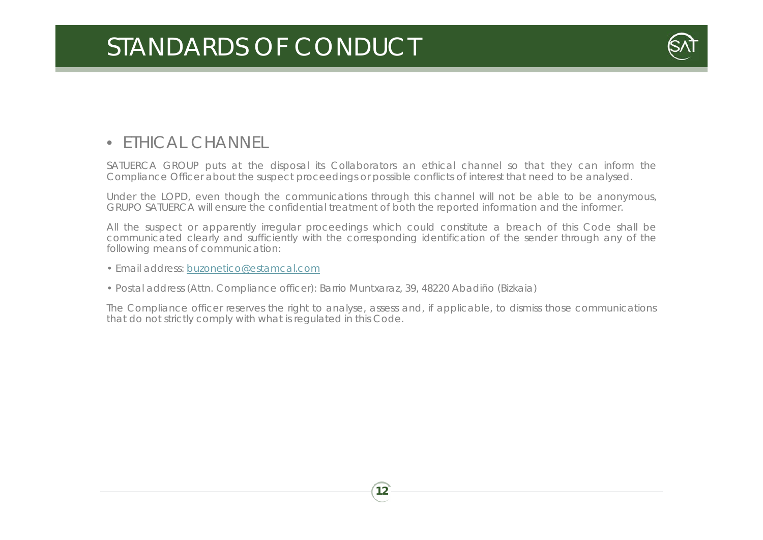# STANDARDS OF CONDUCT

## • ETHICAL CHANNEL

SATUERCA GROUP puts at the disposal its Collaborators an ethical channel so that they can inform the Compliance Officer about the suspect proceedings or possible conflicts of interest that need to be analysed.

Under the LOPD, even though the communications through this channel will not be able to be anonymous, GRUPO SATUERCA will ensure the confidential treatment of both the reported information and the informer.

All the suspect or apparently irregular proceedings which could constitute a breach of this Code shall be communicated clearly and sufficiently with the corresponding identification of the sender through any of the following means of communication:

• Email address: buzonetico@estamcal.com

• Postal address (Attn. Compliance officer): Barrio Muntxaraz, 39, 48220 Abadiño (Bizkaia)

The Compliance officer reserves the right to analyse, assess and, if applicable, to dismiss those communications that do not strictly comply with what is regulated in this Code.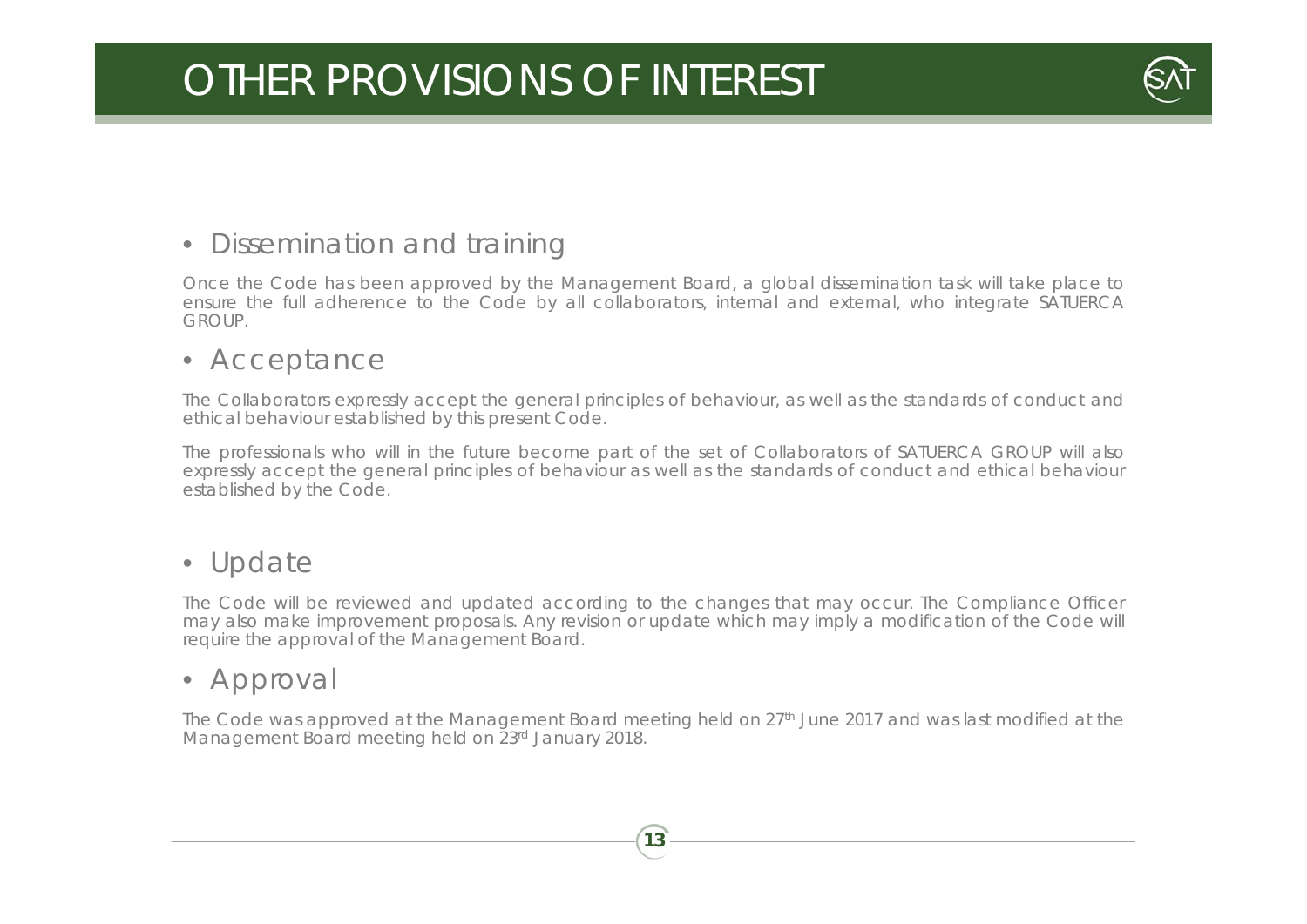# OTHER PROVISIONS OF INTEREST

- Dissemination and training

Once the Code has been approved by the Management Board, a global dissemination task will take place to ensure the full adherence to the Code by all collaborators, internal and external, who integrate SATUERCA GROUP.

- Acceptance

The Collaborators expressly accept the general principles of behaviour, as well as the standards of conduct and ethical behaviour established by this present Code.

The professionals who will in the future become part of the set of Collaborators of SATUERCA GROUP will also expressly accept the general principles of behaviour as well as the standards of conduct and ethical behaviour established by the Code.

- Update

The Code will be reviewed and updated according to the changes that may occur. The Compliance Officer may also make improvement proposals. Any revision or update which may imply a modification of the Code will require the approval of the Management Board.

- Approval

The Code was approved at the Management Board meeting held on 27th June 2017 and was last modified at the Management Board meeting held on 23rd January 2018.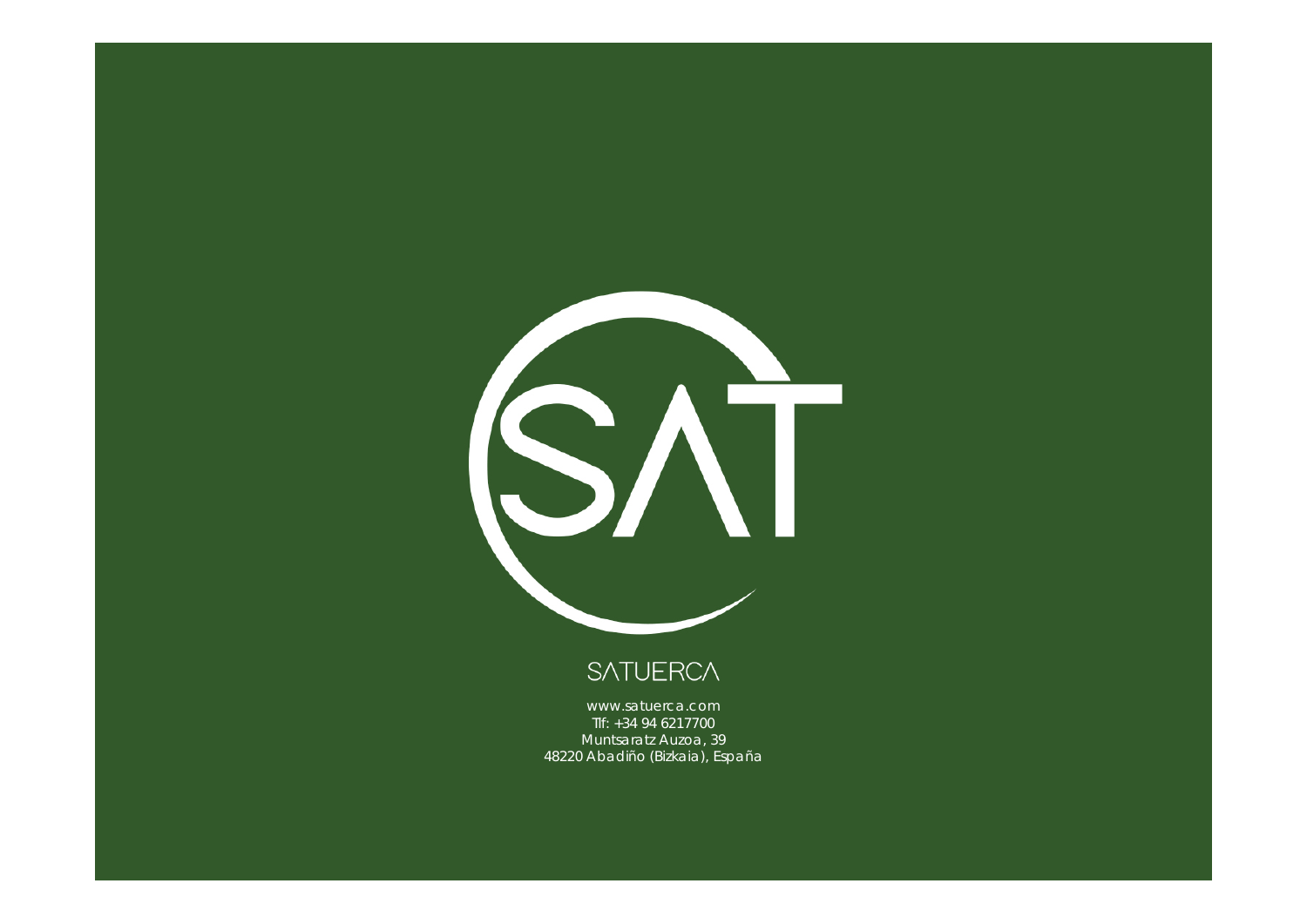SATUERCA

www.satuerca.com
Tlf: +34 94 6217700
Muntsaratz Auzoa, 39
48220 Abadiño (Bizkaia), España